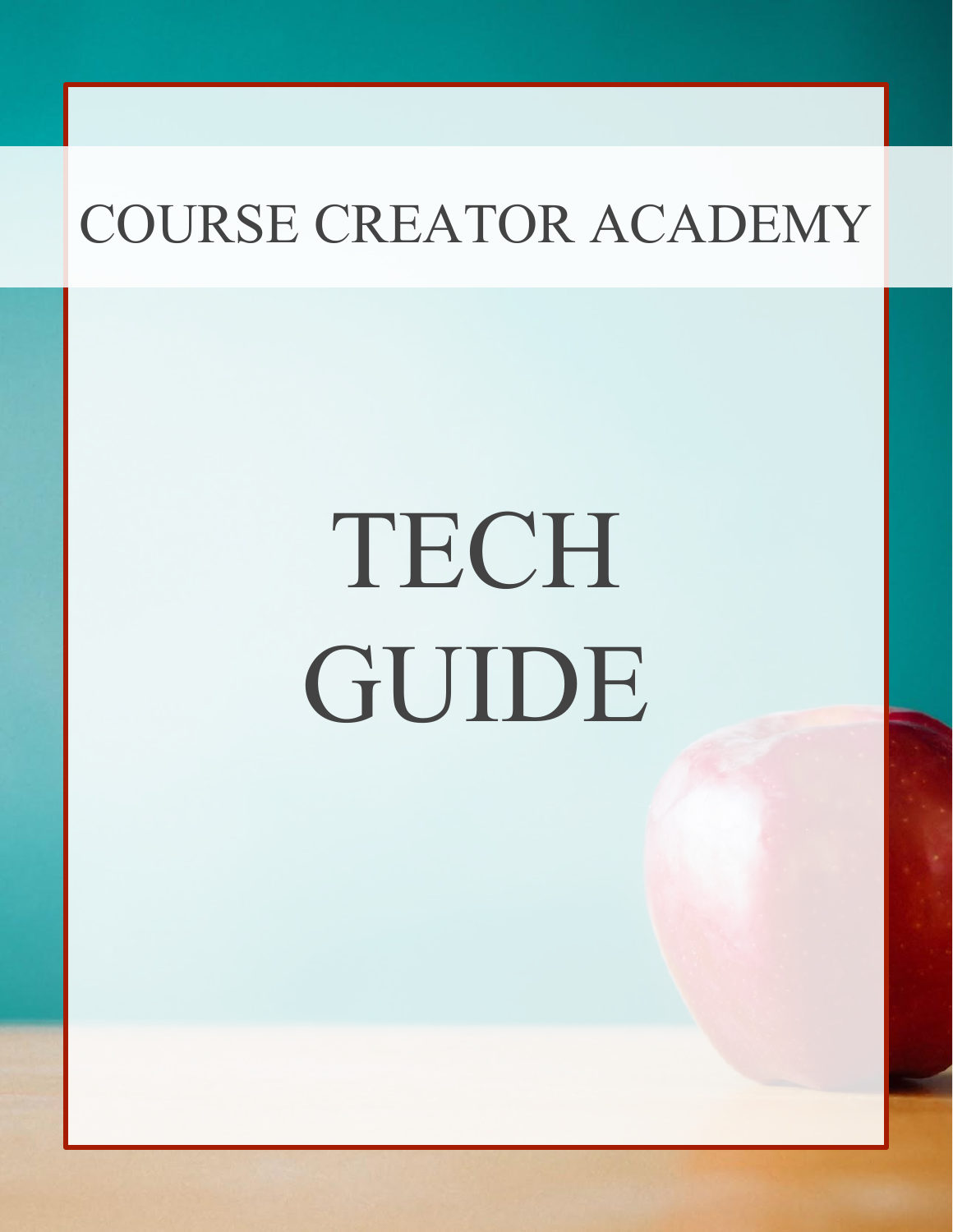# COURSE CREATOR ACADEMY

# TECH GUIDE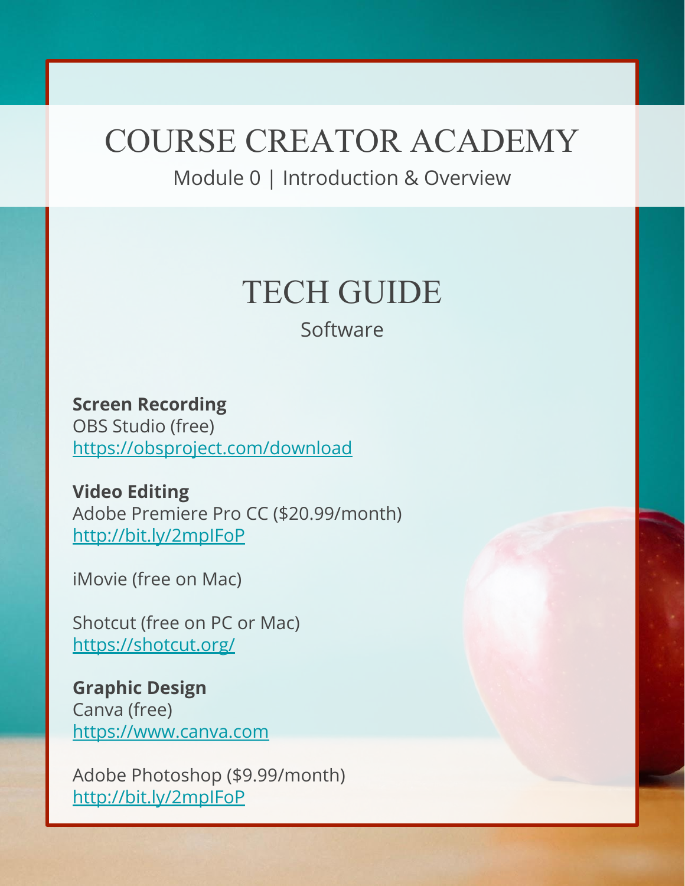# COURSE CREATOR ACADEMY

Module 0 | Introduction & Overview

## TECH GUIDE

Software

**Screen Recording**
OBS Studio (free)
https://obsproject.com/download

**Video Editing**
Adobe Premiere Pro CC ($20.99/month)
http://bit.ly/2mpIFoP

iMovie (free on Mac)

Shotcut (free on PC or Mac)
https://shotcut.org/

**Graphic Design**
Canva (free)
https://www.canva.com

Adobe Photoshop ($9.99/month)
http://bit.ly/2mpIFoP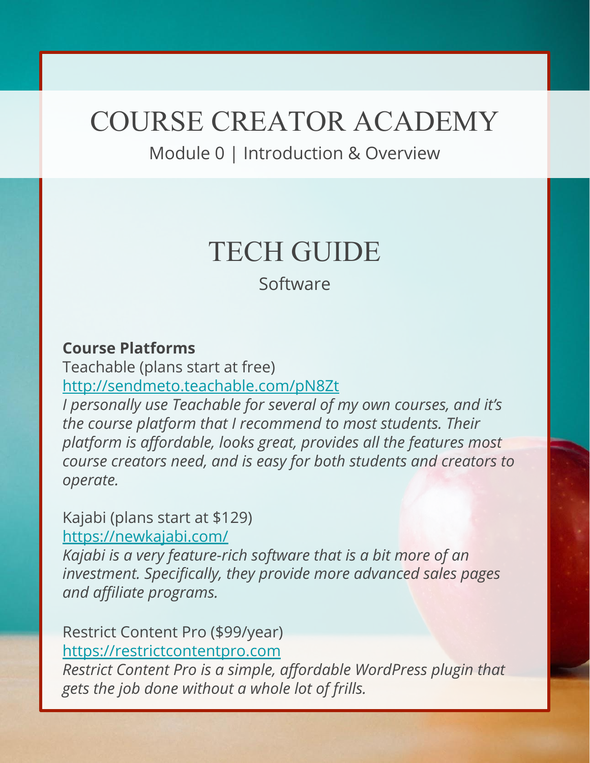# COURSE CREATOR ACADEMY

Module 0 | Introduction & Overview

## TECH GUIDE

Software

**Course Platforms**

Teachable (plans start at free)
http://sendmeto.teachable.com/pN8Zt
*I personally use Teachable for several of my own courses, and it's the course platform that I recommend to most students. Their platform is affordable, looks great, provides all the features most course creators need, and is easy for both students and creators to operate.*

Kajabi (plans start at $129)
https://newkajabi.com/
*Kajabi is a very feature-rich software that is a bit more of an investment. Specifically, they provide more advanced sales pages and affiliate programs.*

Restrict Content Pro ($99/year)
https://restrictcontentpro.com
*Restrict Content Pro is a simple, affordable WordPress plugin that gets the job done without a whole lot of frills.*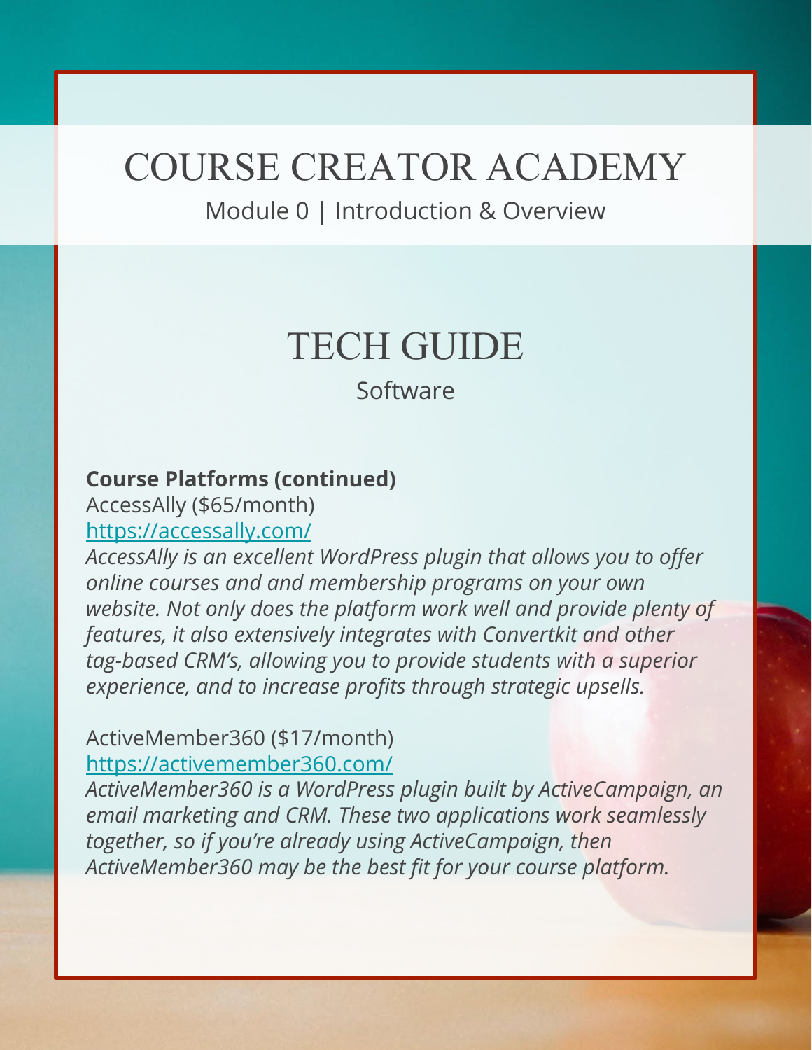# COURSE CREATOR ACADEMY

Module 0 | Introduction & Overview

## TECH GUIDE

Software

**Course Platforms (continued)**

AccessAlly ($65/month)

https://accessally.com/

*AccessAlly is an excellent WordPress plugin that allows you to offer online courses and and membership programs on your own website. Not only does the platform work well and provide plenty of features, it also extensively integrates with Convertkit and other tag-based CRM's, allowing you to provide students with a superior experience, and to increase profits through strategic upsells.*

ActiveMember360 ($17/month)

https://activemember360.com/

*ActiveMember360 is a WordPress plugin built by ActiveCampaign, an email marketing and CRM. These two applications work seamlessly together, so if you're already using ActiveCampaign, then ActiveMember360 may be the best fit for your course platform.*